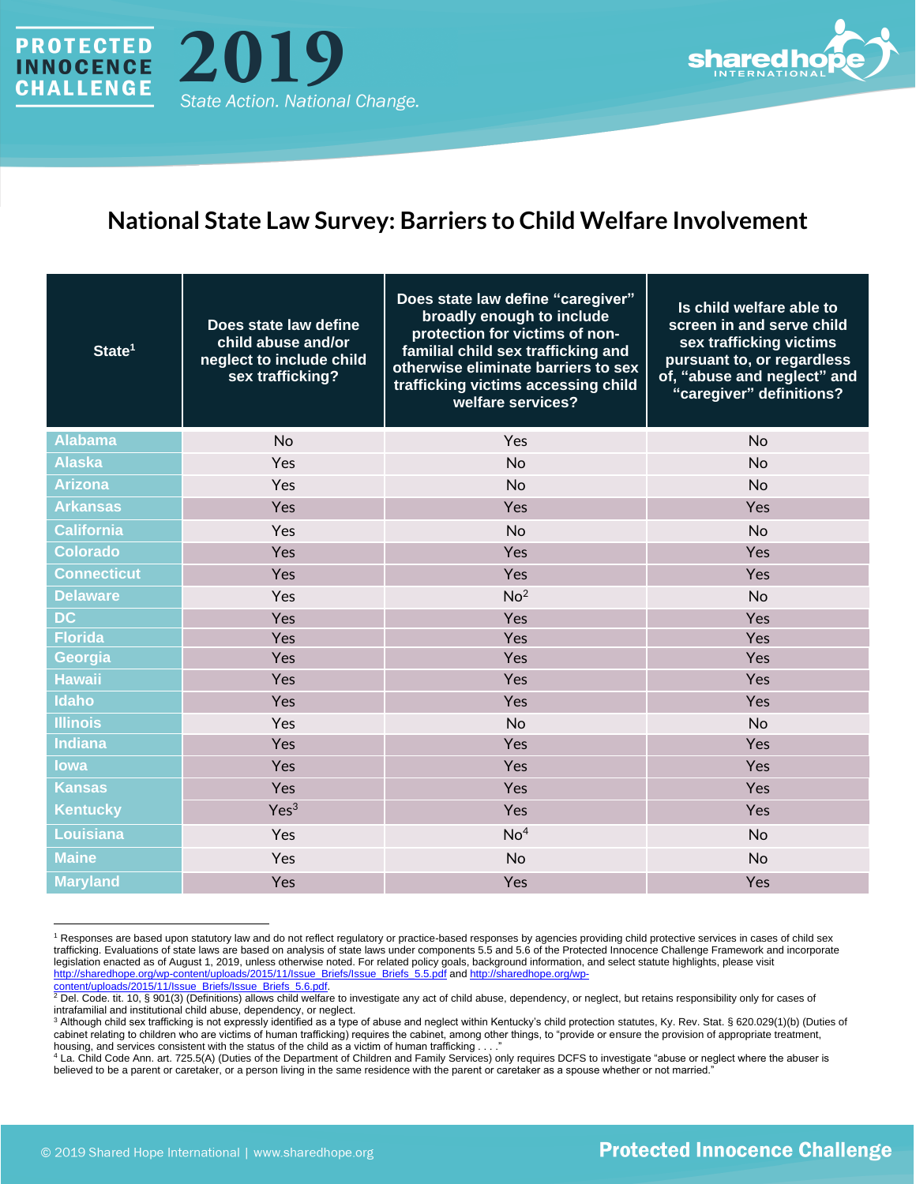# PROTECTED INNOCENCE CHALLENGE 2019

*State Action. National Change.*

## National State Law Survey: Barriers to Child Welfare Involvement

| State[1] | Does state law define child abuse and/or neglect to include child sex trafficking? | Does state law define "caregiver" broadly enough to include protection for victims of non-familial child sex trafficking and otherwise eliminate barriers to sex trafficking victims accessing child welfare services? | Is child welfare able to screen in and serve child sex trafficking victims pursuant to, or regardless of, "abuse and neglect" and "caregiver" definitions? |
|---|---|---|---|
| Alabama | No | Yes | No |
| Alaska | Yes | No | No |
| Arizona | Yes | No | No |
| Arkansas | Yes | Yes | Yes |
| California | Yes | No | No |
| Colorado | Yes | Yes | Yes |
| Connecticut | Yes | Yes | Yes |
| Delaware | Yes | No[2] | No |
| DC | Yes | Yes | Yes |
| Florida | Yes | Yes | Yes |
| Georgia | Yes | Yes | Yes |
| Hawaii | Yes | Yes | Yes |
| Idaho | Yes | Yes | Yes |
| Illinois | Yes | No | No |
| Indiana | Yes | Yes | Yes |
| Iowa | Yes | Yes | Yes |
| Kansas | Yes | Yes | Yes |
| Kentucky | Yes[3] | Yes | Yes |
| Louisiana | Yes | No[4] | No |
| Maine | Yes | No | No |
| Maryland | Yes | Yes | Yes |

[1] Responses are based upon statutory law and do not reflect regulatory or practice-based responses by agencies providing child protective services in cases of child sex trafficking. Evaluations of state laws are based on analysis of state laws under components 5.5 and 5.6 of the Protected Innocence Challenge Framework and incorporate legislation enacted as of August 1, 2019, unless otherwise noted. For related policy goals, background information, and select statute highlights, please visit http://sharedhope.org/wp-content/uploads/2015/11/Issue_Briefs/Issue_Briefs_5.5.pdf and http://sharedhope.org/wp-content/uploads/2015/11/Issue_Briefs/Issue_Briefs_5.6.pdf.

[2] Del. Code. tit. 10, § 901(3) (Definitions) allows child welfare to investigate any act of child abuse, dependency, or neglect, but retains responsibility only for cases of intrafamilial and institutional child abuse, dependency, or neglect.

[3] Although child sex trafficking is not expressly identified as a type of abuse and neglect within Kentucky's child protection statutes, Ky. Rev. Stat. § 620.029(1)(b) (Duties of cabinet relating to children who are victims of human trafficking) requires the cabinet, among other things, to "provide or ensure the provision of appropriate treatment, housing, and services consistent with the status of the child as a victim of human trafficking . . . ."

[4] La. Child Code Ann. art. 725.5(A) (Duties of the Department of Children and Family Services) only requires DCFS to investigate "abuse or neglect where the abuser is believed to be a parent or caretaker, or a person living in the same residence with the parent or caretaker as a spouse whether or not married."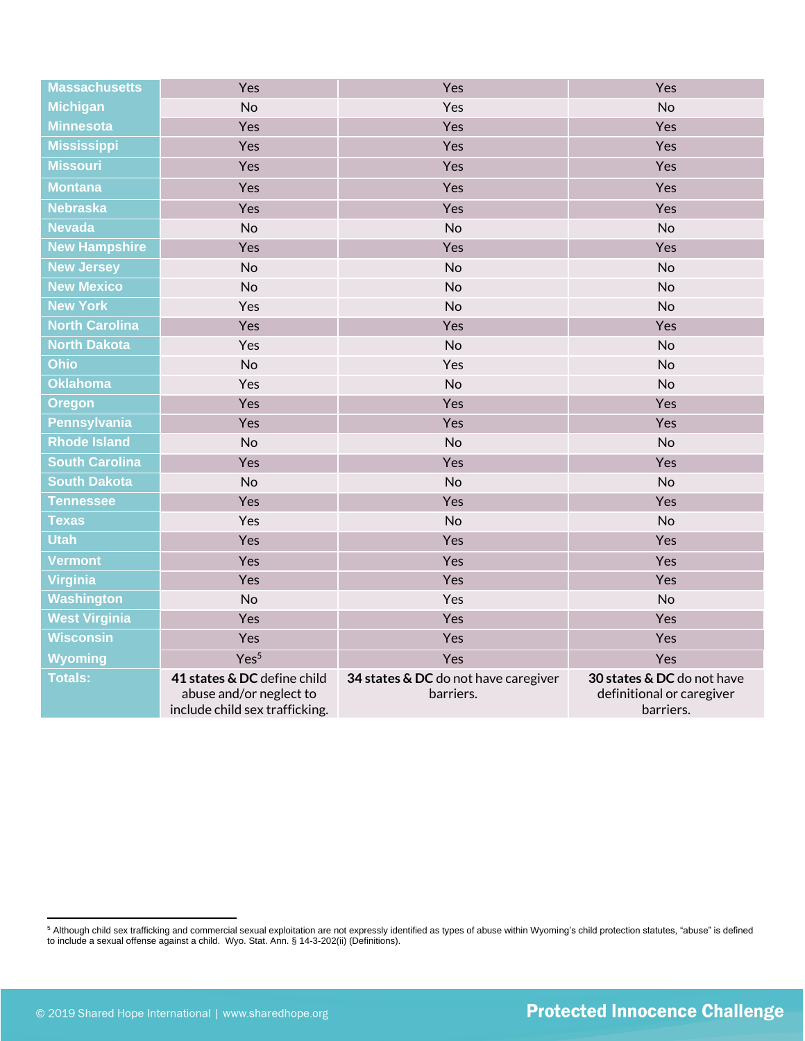| | | | |
|---|---|---|---|
| Massachusetts | Yes | Yes | Yes |
| Michigan | No | Yes | No |
| Minnesota | Yes | Yes | Yes |
| Mississippi | Yes | Yes | Yes |
| Missouri | Yes | Yes | Yes |
| Montana | Yes | Yes | Yes |
| Nebraska | Yes | Yes | Yes |
| Nevada | No | No | No |
| New Hampshire | Yes | Yes | Yes |
| New Jersey | No | No | No |
| New Mexico | No | No | No |
| New York | Yes | No | No |
| North Carolina | Yes | Yes | Yes |
| North Dakota | Yes | No | No |
| Ohio | No | Yes | No |
| Oklahoma | Yes | No | No |
| Oregon | Yes | Yes | Yes |
| Pennsylvania | Yes | Yes | Yes |
| Rhode Island | No | No | No |
| South Carolina | Yes | Yes | Yes |
| South Dakota | No | No | No |
| Tennessee | Yes | Yes | Yes |
| Texas | Yes | No | No |
| Utah | Yes | Yes | Yes |
| Vermont | Yes | Yes | Yes |
| Virginia | Yes | Yes | Yes |
| Washington | No | Yes | No |
| West Virginia | Yes | Yes | Yes |
| Wisconsin | Yes | Yes | Yes |
| Wyoming | Yes[5] | Yes | Yes |
| Totals: | **41 states & DC** define child abuse and/or neglect to include child sex trafficking. | **34 states & DC** do not have caregiver barriers. | **30 states & DC** do not have definitional or caregiver barriers. |

[5] Although child sex trafficking and commercial sexual exploitation are not expressly identified as types of abuse within Wyoming's child protection statutes, "abuse" is defined to include a sexual offense against a child. Wyo. Stat. Ann. § 14-3-202(ii) (Definitions).